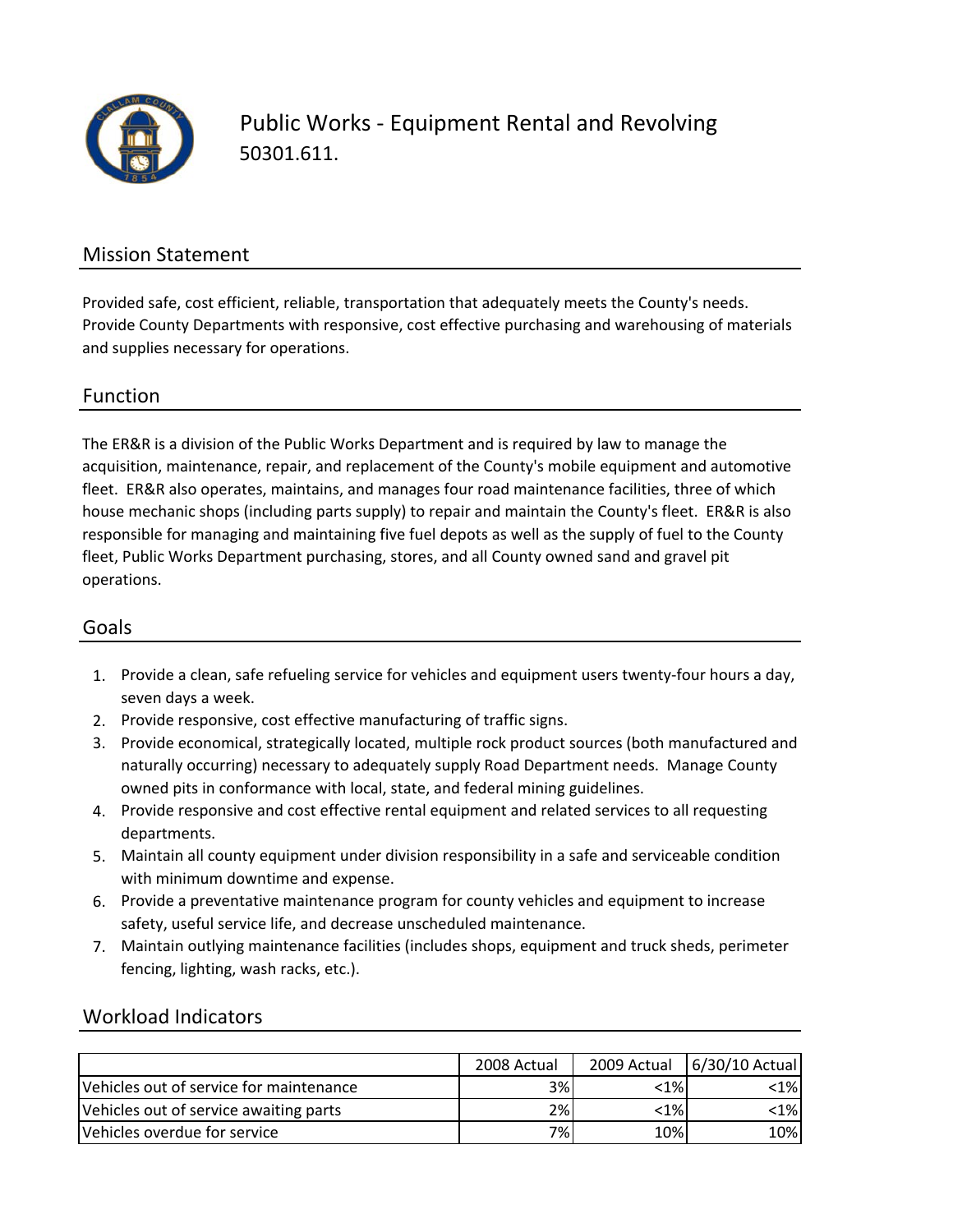# Public Works - Equipment Rental and Revolving

50301.611.

## Mission Statement

Provided safe, cost efficient, reliable, transportation that adequately meets the County's needs. Provide County Departments with responsive, cost effective purchasing and warehousing of materials and supplies necessary for operations.

## Function

The ER&R is a division of the Public Works Department and is required by law to manage the acquisition, maintenance, repair, and replacement of the County's mobile equipment and automotive fleet. ER&R also operates, maintains, and manages four road maintenance facilities, three of which house mechanic shops (including parts supply) to repair and maintain the County's fleet. ER&R is also responsible for managing and maintaining five fuel depots as well as the supply of fuel to the County fleet, Public Works Department purchasing, stores, and all County owned sand and gravel pit operations.

## Goals

1. Provide a clean, safe refueling service for vehicles and equipment users twenty-four hours a day, seven days a week.
2. Provide responsive, cost effective manufacturing of traffic signs.
3. Provide economical, strategically located, multiple rock product sources (both manufactured and naturally occurring) necessary to adequately supply Road Department needs. Manage County owned pits in conformance with local, state, and federal mining guidelines.
4. Provide responsive and cost effective rental equipment and related services to all requesting departments.
5. Maintain all county equipment under division responsibility in a safe and serviceable condition with minimum downtime and expense.
6. Provide a preventative maintenance program for county vehicles and equipment to increase safety, useful service life, and decrease unscheduled maintenance.
7. Maintain outlying maintenance facilities (includes shops, equipment and truck sheds, perimeter fencing, lighting, wash racks, etc.).

## Workload Indicators

| | 2008 Actual | 2009 Actual | 6/30/10 Actual |
|---|---|---|---|
| Vehicles out of service for maintenance | 3% | <1% | <1% |
| Vehicles out of service awaiting parts | 2% | <1% | <1% |
| Vehicles overdue for service | 7% | 10% | 10% |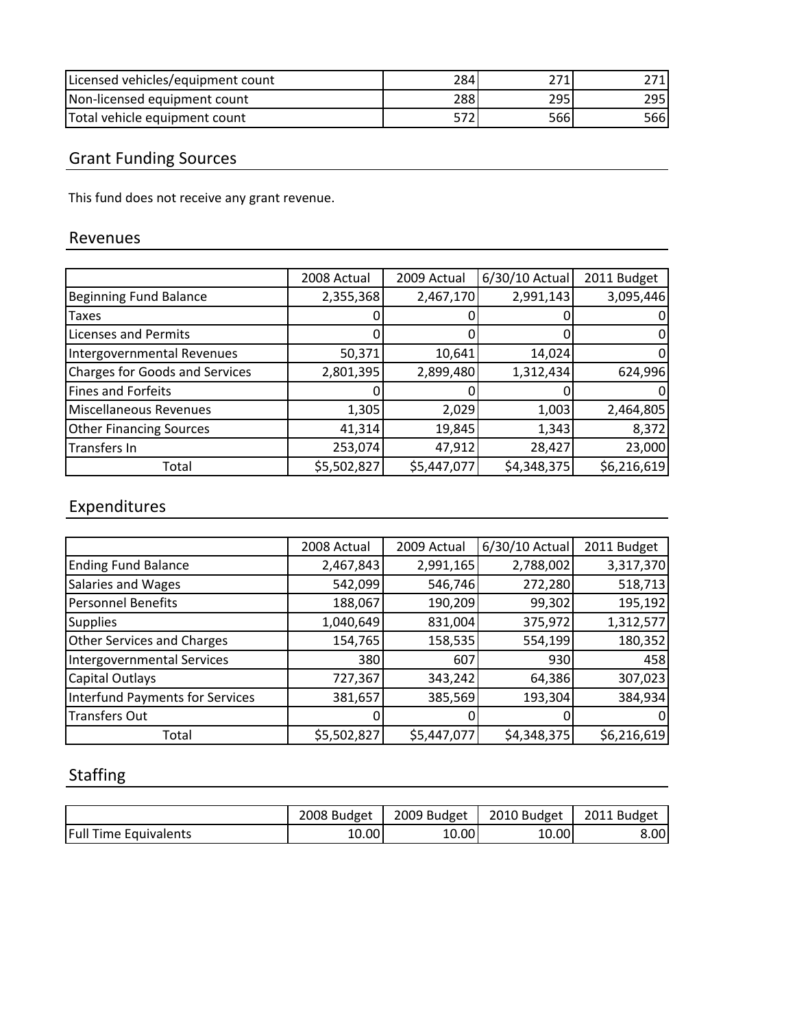| | | | |
|---|---|---|---|
| Licensed vehicles/equipment count | 284 | 271 | 271 |
| Non-licensed equipment count | 288 | 295 | 295 |
| Total vehicle equipment count | 572 | 566 | 566 |

## Grant Funding Sources

This fund does not receive any grant revenue.

## Revenues

| | 2008 Actual | 2009 Actual | 6/30/10 Actual | 2011 Budget |
|---|---|---|---|---|
| Beginning Fund Balance | 2,355,368 | 2,467,170 | 2,991,143 | 3,095,446 |
| Taxes | 0 | 0 | 0 | 0 |
| Licenses and Permits | 0 | 0 | 0 | 0 |
| Intergovernmental Revenues | 50,371 | 10,641 | 14,024 | 0 |
| Charges for Goods and Services | 2,801,395 | 2,899,480 | 1,312,434 | 624,996 |
| Fines and Forfeits | 0 | 0 | 0 | 0 |
| Miscellaneous Revenues | 1,305 | 2,029 | 1,003 | 2,464,805 |
| Other Financing Sources | 41,314 | 19,845 | 1,343 | 8,372 |
| Transfers In | 253,074 | 47,912 | 28,427 | 23,000 |
| Total | $5,502,827 | $5,447,077 | $4,348,375 | $6,216,619 |

## Expenditures

| | 2008 Actual | 2009 Actual | 6/30/10 Actual | 2011 Budget |
|---|---|---|---|---|
| Ending Fund Balance | 2,467,843 | 2,991,165 | 2,788,002 | 3,317,370 |
| Salaries and Wages | 542,099 | 546,746 | 272,280 | 518,713 |
| Personnel Benefits | 188,067 | 190,209 | 99,302 | 195,192 |
| Supplies | 1,040,649 | 831,004 | 375,972 | 1,312,577 |
| Other Services and Charges | 154,765 | 158,535 | 554,199 | 180,352 |
| Intergovernmental Services | 380 | 607 | 930 | 458 |
| Capital Outlays | 727,367 | 343,242 | 64,386 | 307,023 |
| Interfund Payments for Services | 381,657 | 385,569 | 193,304 | 384,934 |
| Transfers Out | 0 | 0 | 0 | 0 |
| Total | $5,502,827 | $5,447,077 | $4,348,375 | $6,216,619 |

## Staffing

| | 2008 Budget | 2009 Budget | 2010 Budget | 2011 Budget |
|---|---|---|---|---|
| Full Time Equivalents | 10.00 | 10.00 | 10.00 | 8.00 |